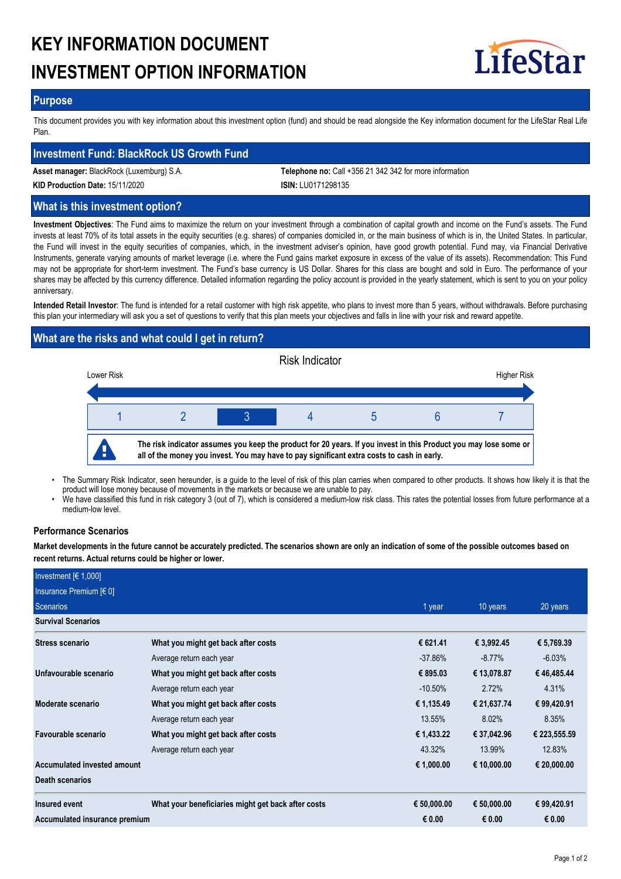# KEY INFORMATION DOCUMENT
# INVESTMENT OPTION INFORMATION

LifeStar

## Purpose

This document provides you with key information about this investment option (fund) and should be read alongside the Key information document for the LifeStar Real Life Plan.

## Investment Fund: BlackRock US Growth Fund

**Asset manager:** BlackRock (Luxemburg) S.A.

**Telephone no:** Call +356 21 342 342 for more information

**KID Production Date:** 15/11/2020

**ISIN:** LU0171298135

## What is this investment option?

**Investment Objectives**: The Fund aims to maximize the return on your investment through a combination of capital growth and income on the Fund's assets. The Fund invests at least 70% of its total assets in the equity securities (e.g. shares) of companies domiciled in, or the main business of which is in, the United States. In particular, the Fund will invest in the equity securities of companies, which, in the investment adviser's opinion, have good growth potential. Fund may, via Financial Derivative Instruments, generate varying amounts of market leverage (i.e. where the Fund gains market exposure in excess of the value of its assets). Recommendation: This Fund may not be appropriate for short-term investment. The Fund's base currency is US Dollar. Shares for this class are bought and sold in Euro. The performance of your shares may be affected by this currency difference. Detailed information regarding the policy account is provided in the yearly statement, which is sent to you on your policy anniversary.

**Intended Retail Investor**: The fund is intended for a retail customer with high risk appetite, who plans to invest more than 5 years, without withdrawals. Before purchasing this plan your intermediary will ask you a set of questions to verify that this plan meets your objectives and falls in line with your risk and reward appetite.

## What are the risks and what could I get in return?

Risk Indicator

Lower Risk — Higher Risk

| 1 | 2 | **3** | 4 | 5 | 6 | 7 |
|---|---|---|---|---|---|---|

**The risk indicator assumes you keep the product for 20 years. If you invest in this Product you may lose some or all of the money you invest. You may have to pay significant extra costs to cash in early.**

- The Summary Risk Indicator, seen hereunder, is a guide to the level of risk of this plan carries when compared to other products. It shows how likely it is that the product will lose money because of movements in the markets or because we are unable to pay.
- We have classified this fund in risk category 3 (out of 7), which is considered a medium-low risk class. This rates the potential losses from future performance at a medium-low level.

### Performance Scenarios

**Market developments in the future cannot be accurately predicted. The scenarios shown are only an indication of some of the possible outcomes based on recent returns. Actual returns could be higher or lower.**

| Investment [€ 1,000]<br>Insurance Premium [€ 0]<br>Scenarios | | 1 year | 10 years | 20 years |
|---|---|---|---|---|
| **Survival Scenarios** | | | | |
| **Stress scenario** | **What you might get back after costs** | **€ 621.41** | **€ 3,992.45** | **€ 5,769.39** |
| | Average return each year | -37.86% | -8.77% | -6.03% |
| **Unfavourable scenario** | **What you might get back after costs** | **€ 895.03** | **€ 13,078.87** | **€ 46,485.44** |
| | Average return each year | -10.50% | 2.72% | 4.31% |
| **Moderate scenario** | **What you might get back after costs** | **€ 1,135.49** | **€ 21,637.74** | **€ 99,420.91** |
| | Average return each year | 13.55% | 8.02% | 8.35% |
| **Favourable scenario** | **What you might get back after costs** | **€ 1,433.22** | **€ 37,042.96** | **€ 223,555.59** |
| | Average return each year | 43.32% | 13.99% | 12.83% |
| **Accumulated invested amount** | | **€ 1,000.00** | **€ 10,000.00** | **€ 20,000.00** |
| **Death scenarios** | | | | |
| **Insured event** | **What your beneficiaries might get back after costs** | **€ 50,000.00** | **€ 50,000.00** | **€ 99,420.91** |
| **Accumulated insurance premium** | | **€ 0.00** | **€ 0.00** | **€ 0.00** |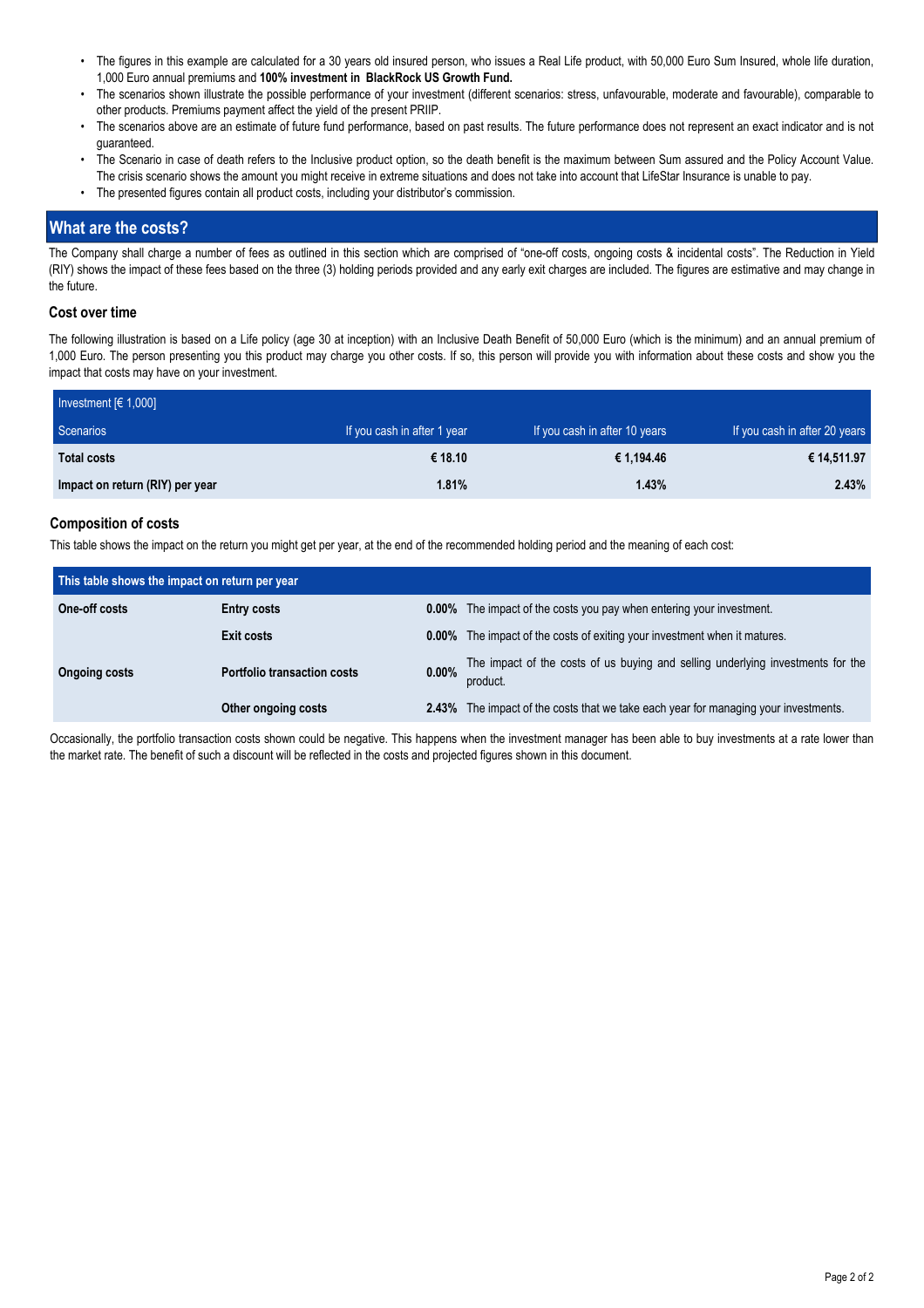- The figures in this example are calculated for a 30 years old insured person, who issues a Real Life product, with 50,000 Euro Sum Insured, whole life duration, 1,000 Euro annual premiums and **100% investment in BlackRock US Growth Fund.**
- The scenarios shown illustrate the possible performance of your investment (different scenarios: stress, unfavourable, moderate and favourable), comparable to other products. Premiums payment affect the yield of the present PRIIP.
- The scenarios above are an estimate of future fund performance, based on past results. The future performance does not represent an exact indicator and is not guaranteed.
- The Scenario in case of death refers to the Inclusive product option, so the death benefit is the maximum between Sum assured and the Policy Account Value. The crisis scenario shows the amount you might receive in extreme situations and does not take into account that LifeStar Insurance is unable to pay.
- The presented figures contain all product costs, including your distributor's commission.

## What are the costs?

The Company shall charge a number of fees as outlined in this section which are comprised of "one-off costs, ongoing costs & incidental costs". The Reduction in Yield (RIY) shows the impact of these fees based on the three (3) holding periods provided and any early exit charges are included. The figures are estimative and may change in the future.

### Cost over time

The following illustration is based on a Life policy (age 30 at inception) with an Inclusive Death Benefit of 50,000 Euro (which is the minimum) and an annual premium of 1,000 Euro. The person presenting you this product may charge you other costs. If so, this person will provide you with information about these costs and show you the impact that costs may have on your investment.

| Investment [€ 1,000] | | | |
|---|---|---|---|
| Scenarios | If you cash in after 1 year | If you cash in after 10 years | If you cash in after 20 years |
| **Total costs** | **€ 18.10** | **€ 1,194.46** | **€ 14,511.97** |
| **Impact on return (RIY) per year** | **1.81%** | **1.43%** | **2.43%** |

### Composition of costs

This table shows the impact on the return you might get per year, at the end of the recommended holding period and the meaning of each cost:

| This table shows the impact on return per year | | | |
|---|---|---|---|
| **One-off costs** | **Entry costs** | **0.00%** | The impact of the costs you pay when entering your investment. |
| | **Exit costs** | **0.00%** | The impact of the costs of exiting your investment when it matures. |
| **Ongoing costs** | **Portfolio transaction costs** | **0.00%** | The impact of the costs of us buying and selling underlying investments for the product. |
| | **Other ongoing costs** | **2.43%** | The impact of the costs that we take each year for managing your investments. |

Occasionally, the portfolio transaction costs shown could be negative. This happens when the investment manager has been able to buy investments at a rate lower than the market rate. The benefit of such a discount will be reflected in the costs and projected figures shown in this document.